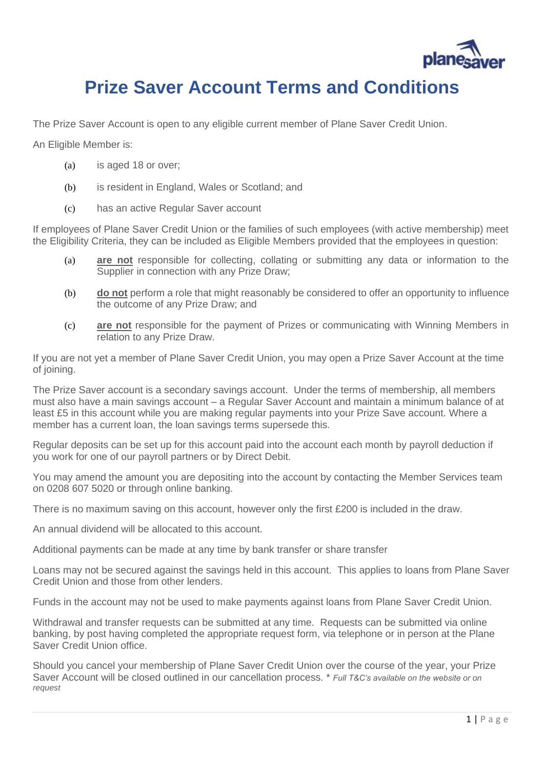# Prize Saver Account Terms and Conditions

The Prize Saver Account is open to any eligible current member of Plane Saver Credit Union.

An Eligible Member is:

(a) is aged 18 or over;

(b) is resident in England, Wales or Scotland; and

(c) has an active Regular Saver account

If employees of Plane Saver Credit Union or the families of such employees (with active membership) meet the Eligibility Criteria, they can be included as Eligible Members provided that the employees in question:

(a) **are not** responsible for collecting, collating or submitting any data or information to the Supplier in connection with any Prize Draw;

(b) **do not** perform a role that might reasonably be considered to offer an opportunity to influence the outcome of any Prize Draw; and

(c) **are not** responsible for the payment of Prizes or communicating with Winning Members in relation to any Prize Draw.

If you are not yet a member of Plane Saver Credit Union, you may open a Prize Saver Account at the time of joining.

The Prize Saver account is a secondary savings account. Under the terms of membership, all members must also have a main savings account – a Regular Saver Account and maintain a minimum balance of at least £5 in this account while you are making regular payments into your Prize Save account. Where a member has a current loan, the loan savings terms supersede this.

Regular deposits can be set up for this account paid into the account each month by payroll deduction if you work for one of our payroll partners or by Direct Debit.

You may amend the amount you are depositing into the account by contacting the Member Services team on 0208 607 5020 or through online banking.

There is no maximum saving on this account, however only the first £200 is included in the draw.

An annual dividend will be allocated to this account.

Additional payments can be made at any time by bank transfer or share transfer

Loans may not be secured against the savings held in this account. This applies to loans from Plane Saver Credit Union and those from other lenders.

Funds in the account may not be used to make payments against loans from Plane Saver Credit Union.

Withdrawal and transfer requests can be submitted at any time. Requests can be submitted via online banking, by post having completed the appropriate request form, via telephone or in person at the Plane Saver Credit Union office.

Should you cancel your membership of Plane Saver Credit Union over the course of the year, your Prize Saver Account will be closed outlined in our cancellation process. * *Full T&C's available on the website or on request*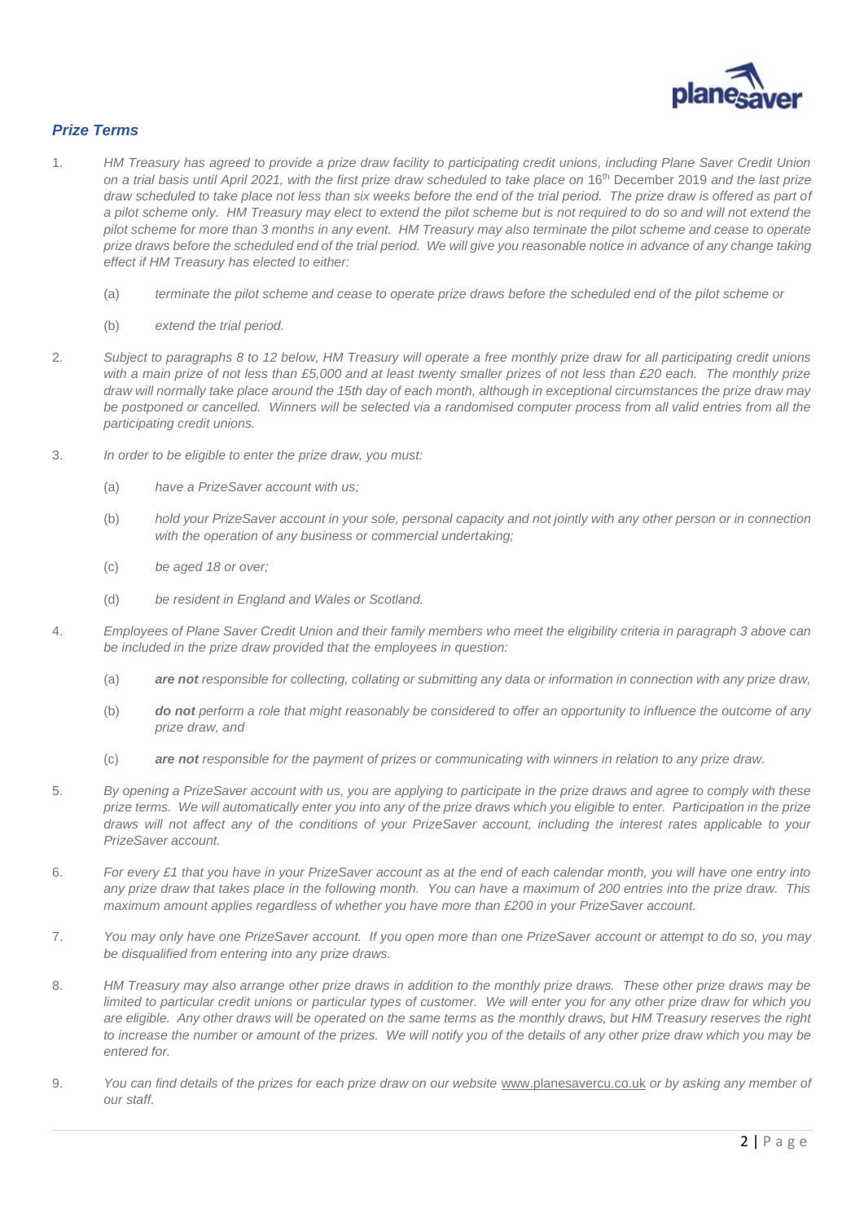## *Prize Terms*

1. *HM Treasury has agreed to provide a prize draw facility to participating credit unions, including Plane Saver Credit Union on a trial basis until April 2021, with the first prize draw scheduled to take place on* 16th December 2019 *and the last prize draw scheduled to take place not less than six weeks before the end of the trial period. The prize draw is offered as part of a pilot scheme only. HM Treasury may elect to extend the pilot scheme but is not required to do so and will not extend the pilot scheme for more than 3 months in any event. HM Treasury may also terminate the pilot scheme and cease to operate prize draws before the scheduled end of the trial period. We will give you reasonable notice in advance of any change taking effect if HM Treasury has elected to either:*

   (a) *terminate the pilot scheme and cease to operate prize draws before the scheduled end of the pilot scheme or*

   (b) *extend the trial period.*

2. *Subject to paragraphs 8 to 12 below, HM Treasury will operate a free monthly prize draw for all participating credit unions with a main prize of not less than £5,000 and at least twenty smaller prizes of not less than £20 each. The monthly prize draw will normally take place around the 15th day of each month, although in exceptional circumstances the prize draw may be postponed or cancelled. Winners will be selected via a randomised computer process from all valid entries from all the participating credit unions.*

3. *In order to be eligible to enter the prize draw, you must:*

   (a) *have a PrizeSaver account with us;*

   (b) *hold your PrizeSaver account in your sole, personal capacity and not jointly with any other person or in connection with the operation of any business or commercial undertaking;*

   (c) *be aged 18 or over;*

   (d) *be resident in England and Wales or Scotland.*

4. *Employees of Plane Saver Credit Union and their family members who meet the eligibility criteria in paragraph 3 above can be included in the prize draw provided that the employees in question:*

   (a) ***are not** responsible for collecting, collating or submitting any data or information in connection with any prize draw,*

   (b) ***do not** perform a role that might reasonably be considered to offer an opportunity to influence the outcome of any prize draw, and*

   (c) ***are not** responsible for the payment of prizes or communicating with winners in relation to any prize draw.*

5. *By opening a PrizeSaver account with us, you are applying to participate in the prize draws and agree to comply with these prize terms. We will automatically enter you into any of the prize draws which you eligible to enter. Participation in the prize draws will not affect any of the conditions of your PrizeSaver account, including the interest rates applicable to your PrizeSaver account.*

6. *For every £1 that you have in your PrizeSaver account as at the end of each calendar month, you will have one entry into any prize draw that takes place in the following month. You can have a maximum of 200 entries into the prize draw. This maximum amount applies regardless of whether you have more than £200 in your PrizeSaver account.*

7. *You may only have one PrizeSaver account. If you open more than one PrizeSaver account or attempt to do so, you may be disqualified from entering into any prize draws.*

8. *HM Treasury may also arrange other prize draws in addition to the monthly prize draws. These other prize draws may be limited to particular credit unions or particular types of customer. We will enter you for any other prize draw for which you are eligible. Any other draws will be operated on the same terms as the monthly draws, but HM Treasury reserves the right to increase the number or amount of the prizes. We will notify you of the details of any other prize draw which you may be entered for.*

9. *You can find details of the prizes for each prize draw on our website* www.planesavercu.co.uk *or by asking any member of our staff.*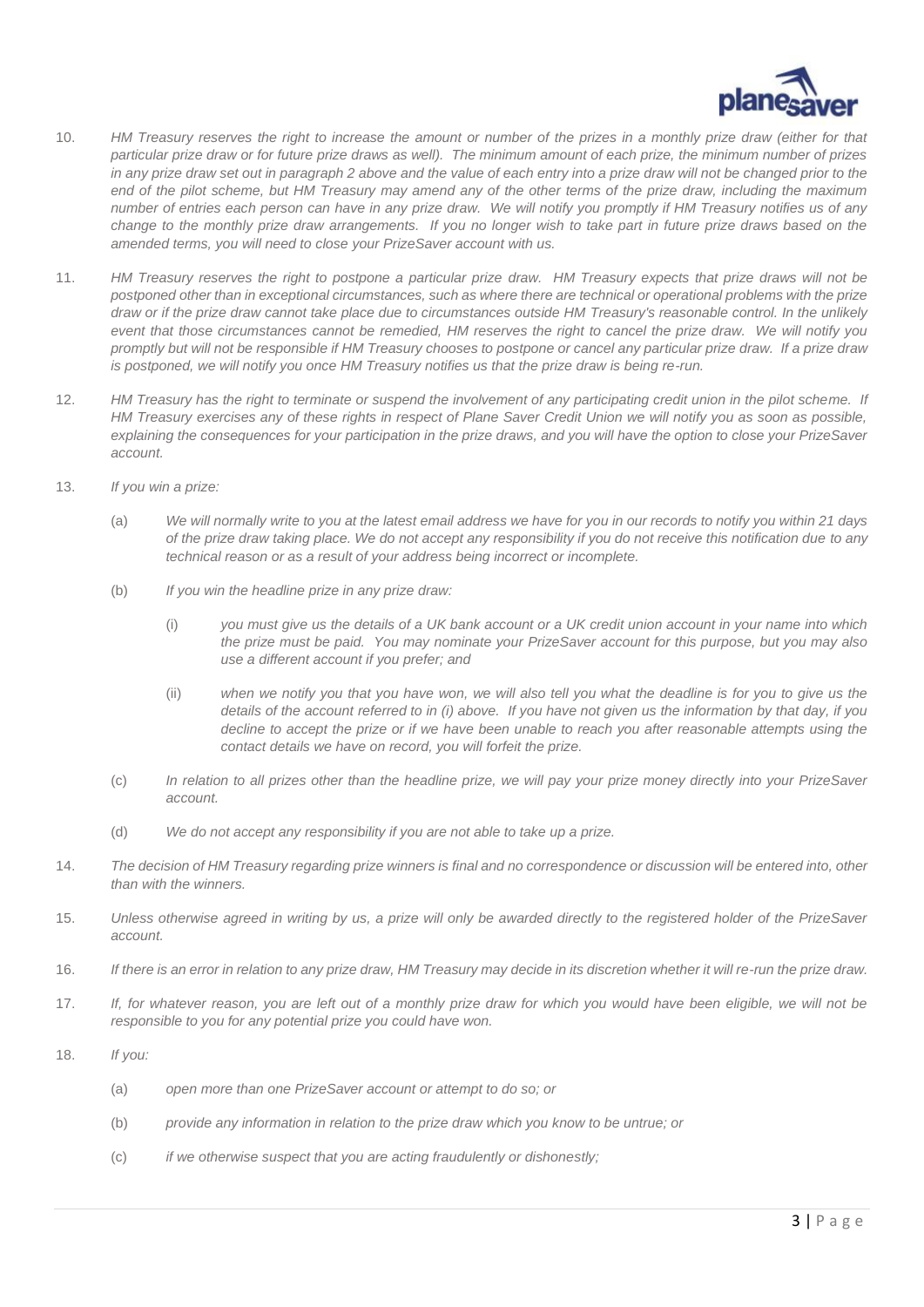10. *HM Treasury reserves the right to increase the amount or number of the prizes in a monthly prize draw (either for that particular prize draw or for future prize draws as well). The minimum amount of each prize, the minimum number of prizes in any prize draw set out in paragraph 2 above and the value of each entry into a prize draw will not be changed prior to the end of the pilot scheme, but HM Treasury may amend any of the other terms of the prize draw, including the maximum number of entries each person can have in any prize draw. We will notify you promptly if HM Treasury notifies us of any change to the monthly prize draw arrangements. If you no longer wish to take part in future prize draws based on the amended terms, you will need to close your PrizeSaver account with us.*

11. *HM Treasury reserves the right to postpone a particular prize draw. HM Treasury expects that prize draws will not be postponed other than in exceptional circumstances, such as where there are technical or operational problems with the prize draw or if the prize draw cannot take place due to circumstances outside HM Treasury's reasonable control. In the unlikely event that those circumstances cannot be remedied, HM reserves the right to cancel the prize draw. We will notify you promptly but will not be responsible if HM Treasury chooses to postpone or cancel any particular prize draw. If a prize draw is postponed, we will notify you once HM Treasury notifies us that the prize draw is being re-run.*

12. *HM Treasury has the right to terminate or suspend the involvement of any participating credit union in the pilot scheme. If HM Treasury exercises any of these rights in respect of Plane Saver Credit Union we will notify you as soon as possible, explaining the consequences for your participation in the prize draws, and you will have the option to close your PrizeSaver account.*

13. *If you win a prize:*

    (a) *We will normally write to you at the latest email address we have for you in our records to notify you within 21 days of the prize draw taking place. We do not accept any responsibility if you do not receive this notification due to any technical reason or as a result of your address being incorrect or incomplete.*

    (b) *If you win the headline prize in any prize draw:*

    (i) *you must give us the details of a UK bank account or a UK credit union account in your name into which the prize must be paid. You may nominate your PrizeSaver account for this purpose, but you may also use a different account if you prefer; and*

    (ii) *when we notify you that you have won, we will also tell you what the deadline is for you to give us the details of the account referred to in (i) above. If you have not given us the information by that day, if you decline to accept the prize or if we have been unable to reach you after reasonable attempts using the contact details we have on record, you will forfeit the prize.*

    (c) *In relation to all prizes other than the headline prize, we will pay your prize money directly into your PrizeSaver account.*

    (d) *We do not accept any responsibility if you are not able to take up a prize.*

14. *The decision of HM Treasury regarding prize winners is final and no correspondence or discussion will be entered into, other than with the winners.*

15. *Unless otherwise agreed in writing by us, a prize will only be awarded directly to the registered holder of the PrizeSaver account.*

16. *If there is an error in relation to any prize draw, HM Treasury may decide in its discretion whether it will re-run the prize draw.*

17. *If, for whatever reason, you are left out of a monthly prize draw for which you would have been eligible, we will not be responsible to you for any potential prize you could have won.*

18. *If you:*

    (a) *open more than one PrizeSaver account or attempt to do so; or*

    (b) *provide any information in relation to the prize draw which you know to be untrue; or*

    (c) *if we otherwise suspect that you are acting fraudulently or dishonestly;*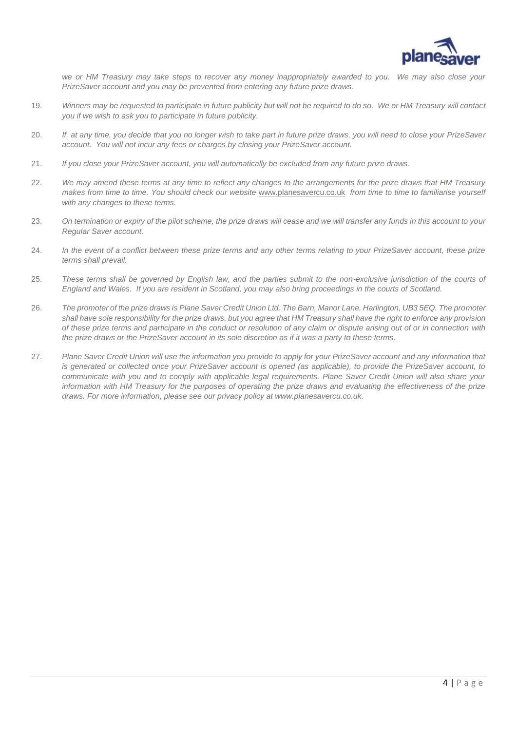*we or HM Treasury may take steps to recover any money inappropriately awarded to you. We may also close your PrizeSaver account and you may be prevented from entering any future prize draws.*

19. *Winners may be requested to participate in future publicity but will not be required to do so. We or HM Treasury will contact you if we wish to ask you to participate in future publicity.*

20. *If, at any time, you decide that you no longer wish to take part in future prize draws, you will need to close your PrizeSaver account. You will not incur any fees or charges by closing your PrizeSaver account.*

21. *If you close your PrizeSaver account, you will automatically be excluded from any future prize draws.*

22. *We may amend these terms at any time to reflect any changes to the arrangements for the prize draws that HM Treasury makes from time to time. You should check our website* www.planesavercu.co.uk *from time to time to familiarise yourself with any changes to these terms.*

23. *On termination or expiry of the pilot scheme, the prize draws will cease and we will transfer any funds in this account to your Regular Saver account.*

24. *In the event of a conflict between these prize terms and any other terms relating to your PrizeSaver account, these prize terms shall prevail.*

25. *These terms shall be governed by English law, and the parties submit to the non-exclusive jurisdiction of the courts of England and Wales. If you are resident in Scotland, you may also bring proceedings in the courts of Scotland.*

26. *The promoter of the prize draws is Plane Saver Credit Union Ltd. The Barn, Manor Lane, Harlington, UB3 5EQ. The promoter shall have sole responsibility for the prize draws, but you agree that HM Treasury shall have the right to enforce any provision of these prize terms and participate in the conduct or resolution of any claim or dispute arising out of or in connection with the prize draws or the PrizeSaver account in its sole discretion as if it was a party to these terms.*

27. *Plane Saver Credit Union will use the information you provide to apply for your PrizeSaver account and any information that is generated or collected once your PrizeSaver account is opened (as applicable), to provide the PrizeSaver account, to communicate with you and to comply with applicable legal requirements. Plane Saver Credit Union will also share your information with HM Treasury for the purposes of operating the prize draws and evaluating the effectiveness of the prize draws. For more information, please see our privacy policy at www.planesavercu.co.uk.*